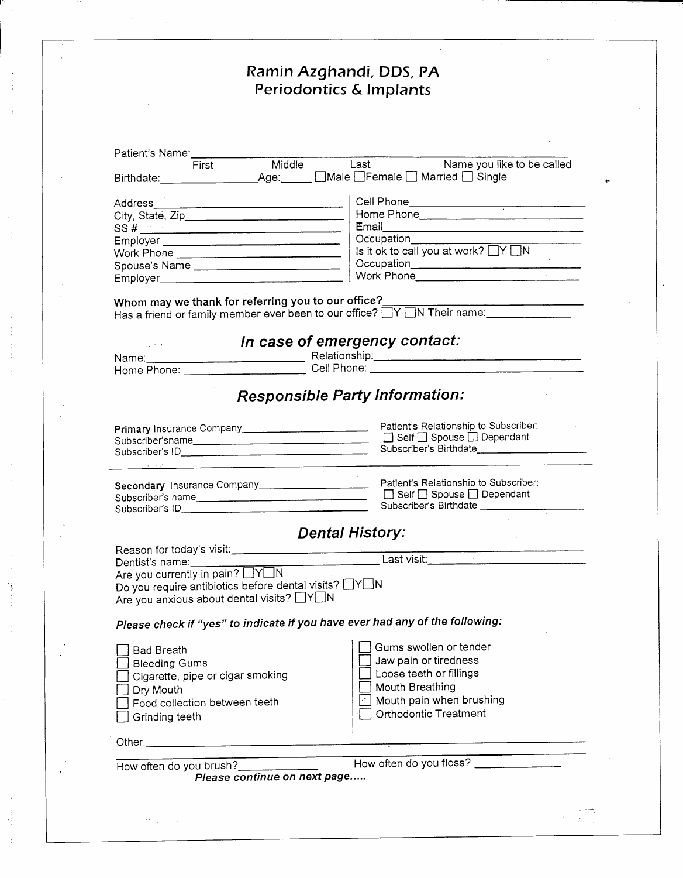# Ramin Azghandi, DDS, PA
## Periodontics & Implants

Patient's Name: ______________________________________________
First Middle Last Name you like to be called

Birthdate: ______________ Age: _____ ☐ Male ☐ Female ☐ Married ☐ Single

Address ______________________________

City, State, Zip ______________________________

SS # ______________________________

Employer ______________________________

Work Phone ______________________________

Spouse's Name ______________________________

Employer ______________________________

Cell Phone ______________________________

Home Phone ______________________________

Email ______________________________

Occupation ______________________________

Is it ok to call you at work? ☐ Y ☐ N

Occupation ______________________________

Work Phone ______________________________

**Whom may we thank for referring you to our office?** ______________________________

Has a friend or family member ever been to our office? ☐ Y ☐ N Their name: ______________

## *In case of emergency contact:*

Name: ______________________ Relationship: ______________________

Home Phone: ______________________ Cell Phone: ______________________

## *Responsible Party Information:*

**Primary** Insurance Company ______________________

Subscriber'sname ______________________

Subscriber's ID ______________________

Patient's Relationship to Subscriber:
☐ Self ☐ Spouse ☐ Dependant

Subscriber's Birthdate ______________________

---

**Secondary** Insurance Company ______________________

Subscriber's name ______________________

Subscriber's ID ______________________

Patient's Relationship to Subscriber:
☐ Self ☐ Spouse ☐ Dependant

Subscriber's Birthdate ______________________

## *Dental History:*

Reason for today's visit: ______________________________________________

Dentist's name: ______________________ Last visit: ______________________

Are you currently in pain? ☐ Y ☐ N

Do you require antibiotics before dental visits? ☐ Y ☐ N

Are you anxious about dental visits? ☐ Y ☐ N

***Please check if "yes" to indicate if you have ever had any of the following:***

- ☐ Bad Breath
- ☐ Bleeding Gums
- ☐ Cigarette, pipe or cigar smoking
- ☐ Dry Mouth
- ☐ Food collection between teeth
- ☐ Grinding teeth
- ☐ Gums swollen or tender
- ☐ Jaw pain or tiredness
- ☐ Loose teeth or fillings
- ☐ Mouth Breathing
- ☐ Mouth pain when brushing
- ☐ Orthodontic Treatment

Other ______________________________________________

How often do you brush? ______________ How often do you floss? ______________

***Please continue on next page.....***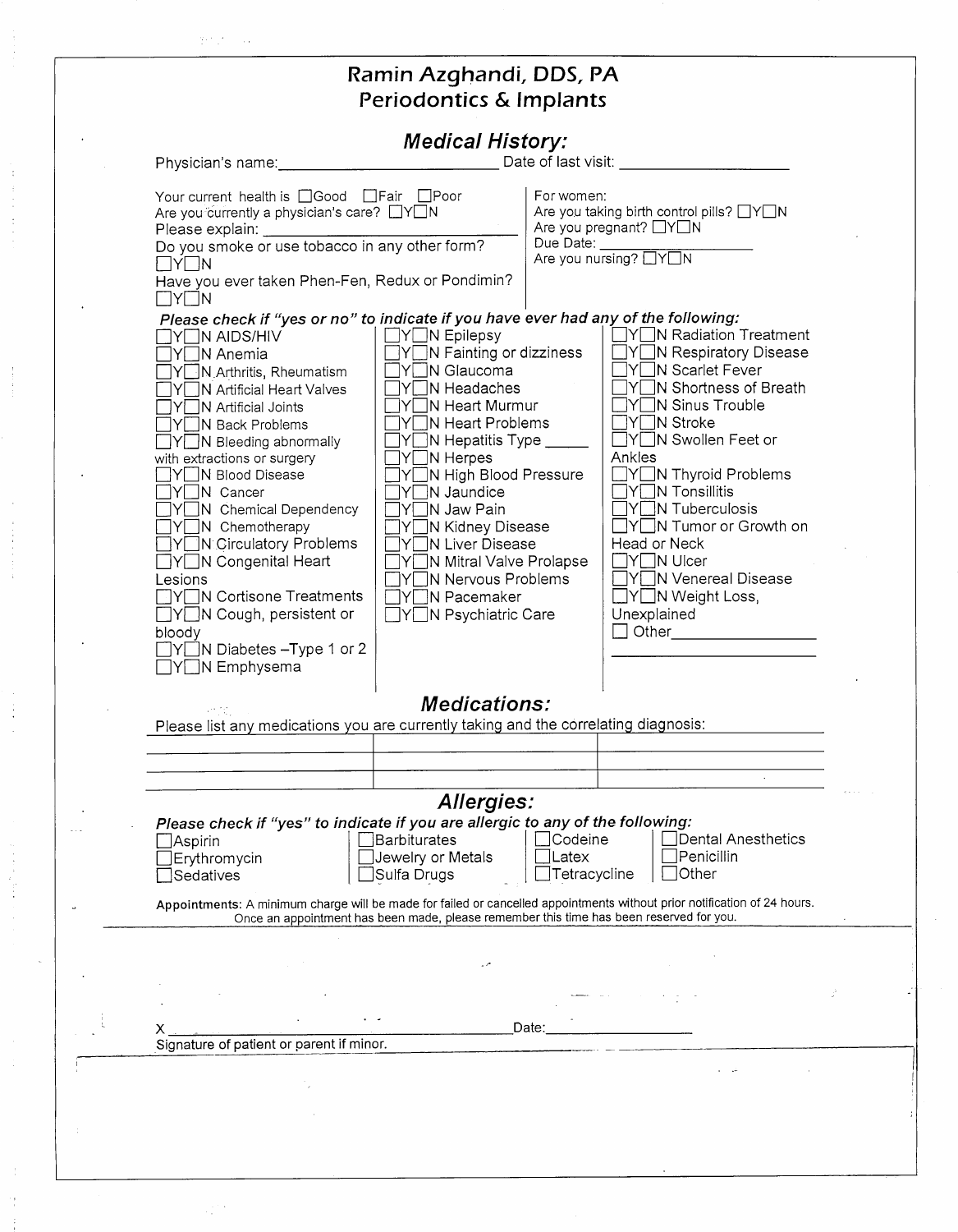# Ramin Azghandi, DDS, PA
## Periodontics & Implants

## *Medical History:*

Physician's name:\_\_\_\_\_\_\_\_\_\_\_\_\_\_\_\_\_\_\_\_\_\_\_\_ Date of last visit: \_\_\_\_\_\_\_\_\_\_\_\_\_\_\_\_\_\_\_\_

Your current health is ☐Good ☐Fair ☐Poor
Are you currently a physician's care? ☐Y☐N
Please explain: \_\_\_\_\_\_\_\_\_\_\_\_\_\_\_\_\_\_\_\_\_\_\_\_\_\_\_\_
Do you smoke or use tobacco in any other form? ☐Y☐N
Have you ever taken Phen-Fen, Redux or Pondimin? ☐Y☐N

For women:
Are you taking birth control pills? ☐Y☐N
Are you pregnant? ☐Y☐N
Due Date: \_\_\_\_\_\_\_\_\_\_\_\_\_\_\_\_\_\_
Are you nursing? ☐Y☐N

***Please check if "yes or no" to indicate if you have ever had any of the following:***

- ☐Y☐N AIDS/HIV
- ☐Y☐N Anemia
- ☐Y☐N Arthritis, Rheumatism
- ☐Y☐N Artificial Heart Valves
- ☐Y☐N Artificial Joints
- ☐Y☐N Back Problems
- ☐Y☐N Bleeding abnormally with extractions or surgery
- ☐Y☐N Blood Disease
- ☐Y☐N Cancer
- ☐Y☐N Chemical Dependency
- ☐Y☐N Chemotherapy
- ☐Y☐N Circulatory Problems
- ☐Y☐N Congenital Heart Lesions
- ☐Y☐N Cortisone Treatments
- ☐Y☐N Cough, persistent or bloody
- ☐Y☐N Diabetes –Type 1 or 2
- ☐Y☐N Emphysema
- ☐Y☐N Epilepsy
- ☐Y☐N Fainting or dizziness
- ☐Y☐N Glaucoma
- ☐Y☐N Headaches
- ☐Y☐N Heart Murmur
- ☐Y☐N Heart Problems
- ☐Y☐N Hepatitis Type \_\_\_\_\_
- ☐Y☐N Herpes
- ☐Y☐N High Blood Pressure
- ☐Y☐N Jaundice
- ☐Y☐N Jaw Pain
- ☐Y☐N Kidney Disease
- ☐Y☐N Liver Disease
- ☐Y☐N Mitral Valve Prolapse
- ☐Y☐N Nervous Problems
- ☐Y☐N Pacemaker
- ☐Y☐N Psychiatric Care
- ☐Y☐N Radiation Treatment
- ☐Y☐N Respiratory Disease
- ☐Y☐N Scarlet Fever
- ☐Y☐N Shortness of Breath
- ☐Y☐N Sinus Trouble
- ☐Y☐N Stroke
- ☐Y☐N Swollen Feet or Ankles
- ☐Y☐N Thyroid Problems
- ☐Y☐N Tonsillitis
- ☐Y☐N Tuberculosis
- ☐Y☐N Tumor or Growth on Head or Neck
- ☐Y☐N Ulcer
- ☐Y☐N Venereal Disease
- ☐Y☐N Weight Loss, Unexplained
- ☐ Other\_\_\_\_\_\_\_\_\_\_\_\_\_\_\_\_\_\_

## *Medications:*

Please list any medications you are currently taking and the correlating diagnosis:

| | | |
|---|---|---|
| | | |
| | | |

## *Allergies:*

***Please check if "yes" to indicate if you are allergic to any of the following:***

- ☐Aspirin
- ☐Erythromycin
- ☐Sedatives
- ☐Barbiturates
- ☐Jewelry or Metals
- ☐Sulfa Drugs
- ☐Codeine
- ☐Latex
- ☐Tetracycline
- ☐Dental Anesthetics
- ☐Penicillin
- ☐Other

**Appointments:** A minimum charge will be made for failed or cancelled appointments without prior notification of 24 hours. Once an appointment has been made, please remember this time has been reserved for you.

X \_\_\_\_\_\_\_\_\_\_\_\_\_\_\_\_\_\_\_\_\_\_\_\_\_\_\_\_\_\_\_\_\_\_\_\_\_\_\_\_ Date:\_\_\_\_\_\_\_\_\_\_\_\_\_\_\_\_
Signature of patient or parent if minor.